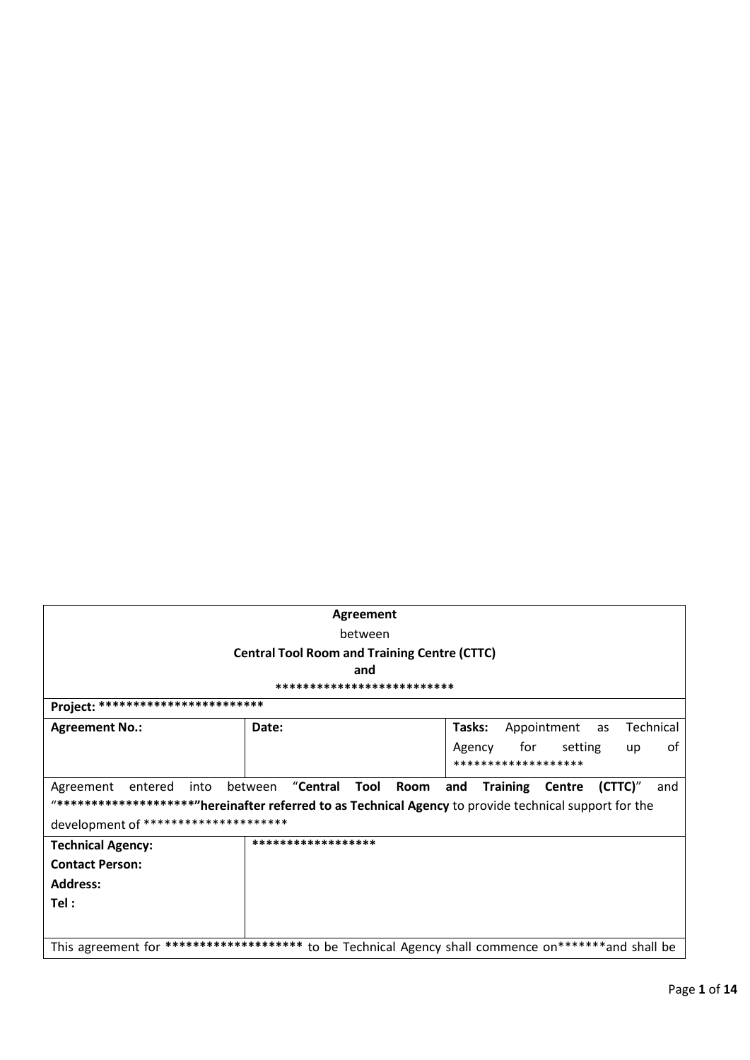| Agreement<br>between<br>**Central Tool Room and Training Centre (CTTC)**<br>**and**<br>**************************** | | |
|---|---|---|
| **Project:** ************************ | | |
| **Agreement No.:** | **Date:** | **Tasks:** Appointment as Technical Agency for setting up of ******************* |
| Agreement entered into between "**Central Tool Room and Training Centre (CTTC)**" and "**********************"hereinafter referred to as Technical Agency** to provide technical support for the development of ********************* | | |
| **Technical Agency:**<br>**Contact Person:**<br>**Address:**<br>**Tel :** | ****************** | |
| This agreement for ******************** to be Technical Agency shall commence on*******and shall be | | |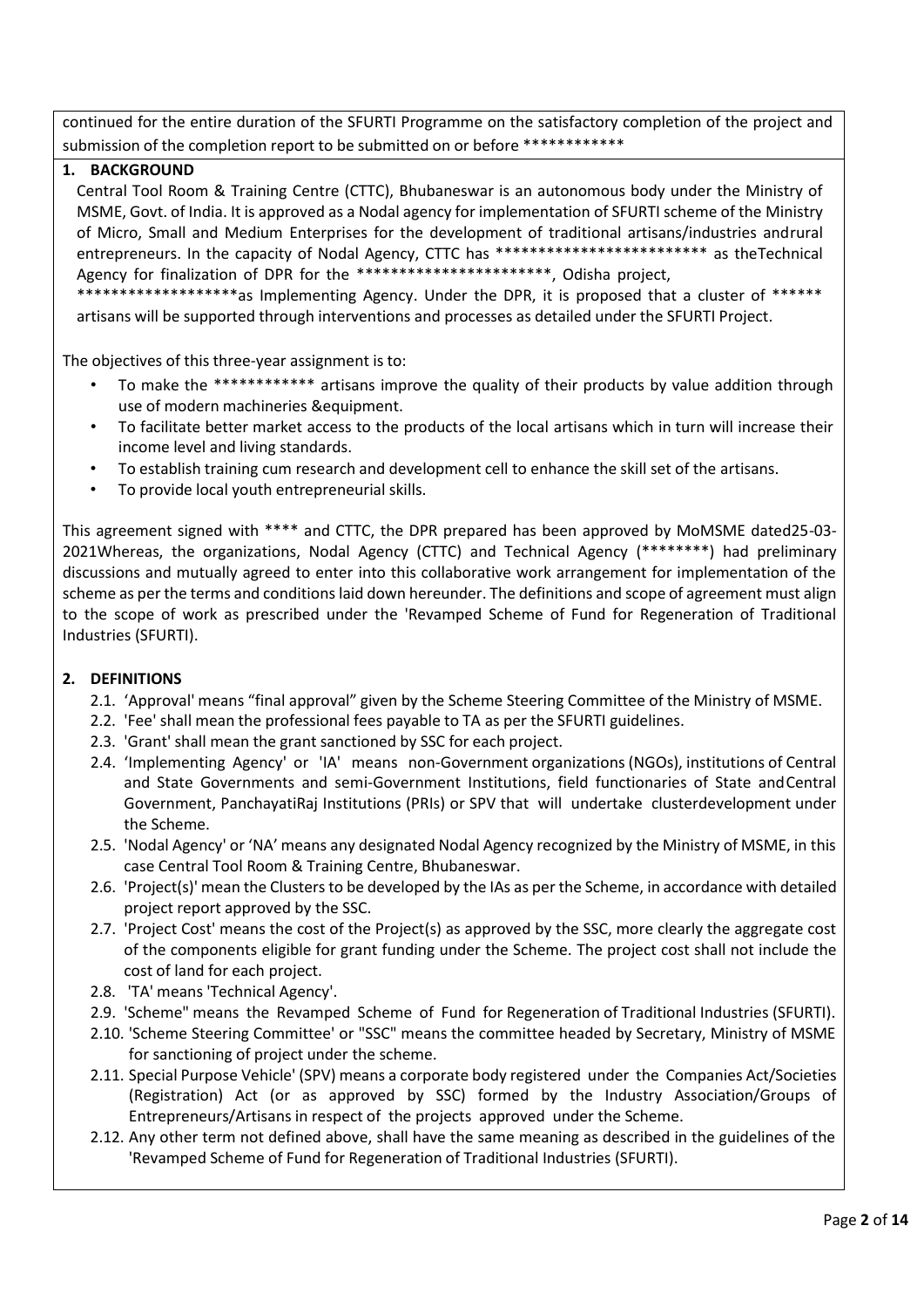continued for the entire duration of the SFURTI Programme on the satisfactory completion of the project and submission of the completion report to be submitted on or before ************

## 1. BACKGROUND

Central Tool Room & Training Centre (CTTC), Bhubaneswar is an autonomous body under the Ministry of MSME, Govt. of India. It is approved as a Nodal agency for implementation of SFURTI scheme of the Ministry of Micro, Small and Medium Enterprises for the development of traditional artisans/industries andrural entrepreneurs. In the capacity of Nodal Agency, CTTC has ************************* as theTechnical Agency for finalization of DPR for the ***********************, Odisha project, *******************as Implementing Agency. Under the DPR, it is proposed that a cluster of ****** artisans will be supported through interventions and processes as detailed under the SFURTI Project.

The objectives of this three-year assignment is to:

- To make the ************ artisans improve the quality of their products by value addition through use of modern machineries &equipment.
- To facilitate better market access to the products of the local artisans which in turn will increase their income level and living standards.
- To establish training cum research and development cell to enhance the skill set of the artisans.
- To provide local youth entrepreneurial skills.

This agreement signed with **** and CTTC, the DPR prepared has been approved by MoMSME dated25-03-2021Whereas, the organizations, Nodal Agency (CTTC) and Technical Agency (********) had preliminary discussions and mutually agreed to enter into this collaborative work arrangement for implementation of the scheme as per the terms and conditions laid down hereunder. The definitions and scope of agreement must align to the scope of work as prescribed under the 'Revamped Scheme of Fund for Regeneration of Traditional Industries (SFURTI).

## 2. DEFINITIONS

2.1. 'Approval' means "final approval" given by the Scheme Steering Committee of the Ministry of MSME.

2.2. 'Fee' shall mean the professional fees payable to TA as per the SFURTI guidelines.

2.3. 'Grant' shall mean the grant sanctioned by SSC for each project.

2.4. 'Implementing Agency' or 'IA' means non-Government organizations (NGOs), institutions of Central and State Governments and semi-Government Institutions, field functionaries of State andCentral Government, PanchayatiRaj Institutions (PRIs) or SPV that will undertake clusterdevelopment under the Scheme.

2.5. 'Nodal Agency' or 'NA' means any designated Nodal Agency recognized by the Ministry of MSME, in this case Central Tool Room & Training Centre, Bhubaneswar.

2.6. 'Project(s)' mean the Clusters to be developed by the IAs as per the Scheme, in accordance with detailed project report approved by the SSC.

2.7. 'Project Cost' means the cost of the Project(s) as approved by the SSC, more clearly the aggregate cost of the components eligible for grant funding under the Scheme. The project cost shall not include the cost of land for each project.

2.8. 'TA' means 'Technical Agency'.

2.9. 'Scheme" means the Revamped Scheme of Fund for Regeneration of Traditional Industries (SFURTI).

2.10. 'Scheme Steering Committee' or "SSC" means the committee headed by Secretary, Ministry of MSME for sanctioning of project under the scheme.

2.11. Special Purpose Vehicle' (SPV) means a corporate body registered under the Companies Act/Societies (Registration) Act (or as approved by SSC) formed by the Industry Association/Groups of Entrepreneurs/Artisans in respect of the projects approved under the Scheme.

2.12. Any other term not defined above, shall have the same meaning as described in the guidelines of the 'Revamped Scheme of Fund for Regeneration of Traditional Industries (SFURTI).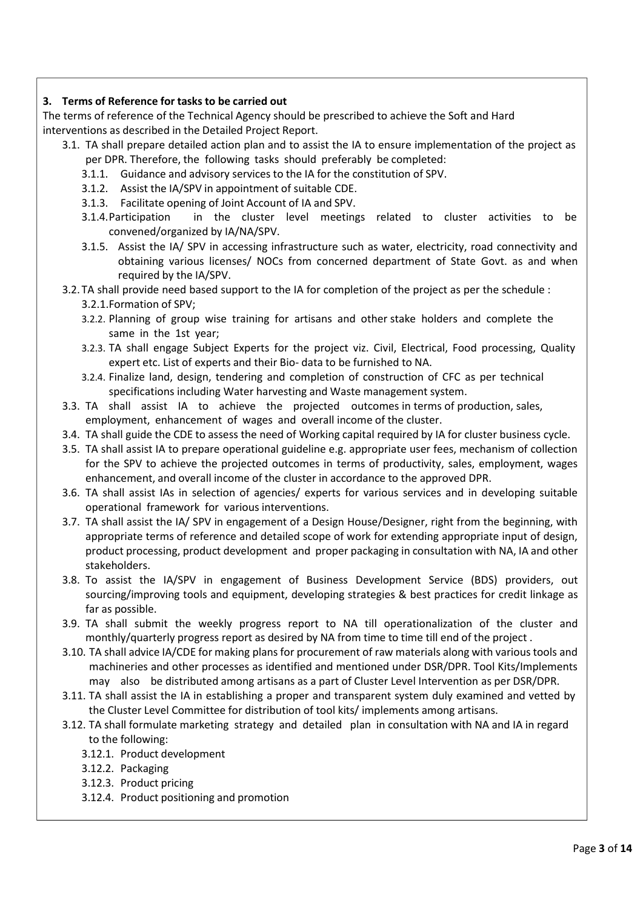**3. Terms of Reference for tasks to be carried out**

The terms of reference of the Technical Agency should be prescribed to achieve the Soft and Hard interventions as described in the Detailed Project Report.

- 3.1. TA shall prepare detailed action plan and to assist the IA to ensure implementation of the project as per DPR. Therefore, the following tasks should preferably be completed:
  - 3.1.1. Guidance and advisory services to the IA for the constitution of SPV.
  - 3.1.2. Assist the IA/SPV in appointment of suitable CDE.
  - 3.1.3. Facilitate opening of Joint Account of IA and SPV.
  - 3.1.4. Participation in the cluster level meetings related to cluster activities to be convened/organized by IA/NA/SPV.
  - 3.1.5. Assist the IA/ SPV in accessing infrastructure such as water, electricity, road connectivity and obtaining various licenses/ NOCs from concerned department of State Govt. as and when required by the IA/SPV.
- 3.2. TA shall provide need based support to the IA for completion of the project as per the schedule :
  - 3.2.1. Formation of SPV;
  - 3.2.2. Planning of group wise training for artisans and other stake holders and complete the same in the 1st year;
  - 3.2.3. TA shall engage Subject Experts for the project viz. Civil, Electrical, Food processing, Quality expert etc. List of experts and their Bio- data to be furnished to NA.
  - 3.2.4. Finalize land, design, tendering and completion of construction of CFC as per technical specifications including Water harvesting and Waste management system.
- 3.3. TA shall assist IA to achieve the projected outcomes in terms of production, sales, employment, enhancement of wages and overall income of the cluster.
- 3.4. TA shall guide the CDE to assess the need of Working capital required by IA for cluster business cycle.
- 3.5. TA shall assist IA to prepare operational guideline e.g. appropriate user fees, mechanism of collection for the SPV to achieve the projected outcomes in terms of productivity, sales, employment, wages enhancement, and overall income of the cluster in accordance to the approved DPR.
- 3.6. TA shall assist IAs in selection of agencies/ experts for various services and in developing suitable operational framework for various interventions.
- 3.7. TA shall assist the IA/ SPV in engagement of a Design House/Designer, right from the beginning, with appropriate terms of reference and detailed scope of work for extending appropriate input of design, product processing, product development and proper packaging in consultation with NA, IA and other stakeholders.
- 3.8. To assist the IA/SPV in engagement of Business Development Service (BDS) providers, out sourcing/improving tools and equipment, developing strategies & best practices for credit linkage as far as possible.
- 3.9. TA shall submit the weekly progress report to NA till operationalization of the cluster and monthly/quarterly progress report as desired by NA from time to time till end of the project .
- 3.10. TA shall advice IA/CDE for making plans for procurement of raw materials along with various tools and machineries and other processes as identified and mentioned under DSR/DPR. Tool Kits/Implements may also be distributed among artisans as a part of Cluster Level Intervention as per DSR/DPR.
- 3.11. TA shall assist the IA in establishing a proper and transparent system duly examined and vetted by the Cluster Level Committee for distribution of tool kits/ implements among artisans.
- 3.12. TA shall formulate marketing strategy and detailed plan in consultation with NA and IA in regard to the following:
  - 3.12.1. Product development
  - 3.12.2. Packaging
  - 3.12.3. Product pricing
  - 3.12.4. Product positioning and promotion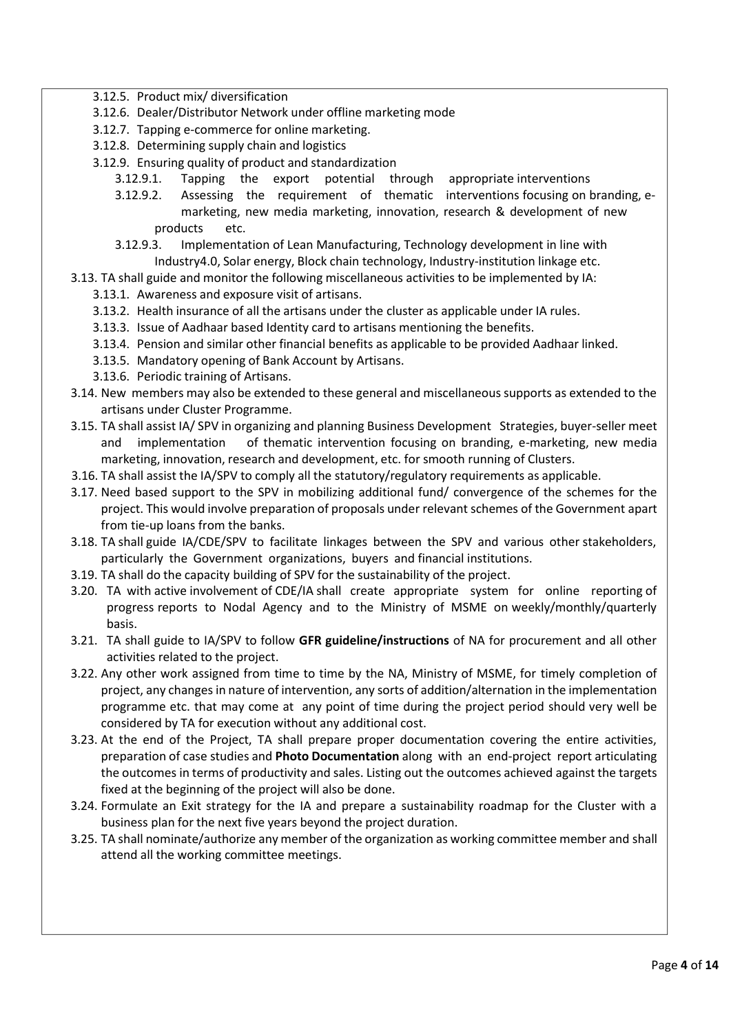- 3.12.5. Product mix/ diversification
- 3.12.6. Dealer/Distributor Network under offline marketing mode
- 3.12.7. Tapping e-commerce for online marketing.
- 3.12.8. Determining supply chain and logistics
- 3.12.9. Ensuring quality of product and standardization
  - 3.12.9.1. Tapping the export potential through appropriate interventions
  - 3.12.9.2. Assessing the requirement of thematic interventions focusing on branding, e-marketing, new media marketing, innovation, research & development of new products etc.
  - 3.12.9.3. Implementation of Lean Manufacturing, Technology development in line with Industry4.0, Solar energy, Block chain technology, Industry-institution linkage etc.

3.13. TA shall guide and monitor the following miscellaneous activities to be implemented by IA:

- 3.13.1. Awareness and exposure visit of artisans.
- 3.13.2. Health insurance of all the artisans under the cluster as applicable under IA rules.
- 3.13.3. Issue of Aadhaar based Identity card to artisans mentioning the benefits.
- 3.13.4. Pension and similar other financial benefits as applicable to be provided Aadhaar linked.
- 3.13.5. Mandatory opening of Bank Account by Artisans.
- 3.13.6. Periodic training of Artisans.

3.14. New members may also be extended to these general and miscellaneous supports as extended to the artisans under Cluster Programme.

3.15. TA shall assist IA/ SPV in organizing and planning Business Development Strategies, buyer-seller meet and implementation of thematic intervention focusing on branding, e-marketing, new media marketing, innovation, research and development, etc. for smooth running of Clusters.

3.16. TA shall assist the IA/SPV to comply all the statutory/regulatory requirements as applicable.

3.17. Need based support to the SPV in mobilizing additional fund/ convergence of the schemes for the project. This would involve preparation of proposals under relevant schemes of the Government apart from tie-up loans from the banks.

3.18. TA shall guide IA/CDE/SPV to facilitate linkages between the SPV and various other stakeholders, particularly the Government organizations, buyers and financial institutions.

3.19. TA shall do the capacity building of SPV for the sustainability of the project.

3.20. TA with active involvement of CDE/IA shall create appropriate system for online reporting of progress reports to Nodal Agency and to the Ministry of MSME on weekly/monthly/quarterly basis.

3.21. TA shall guide to IA/SPV to follow **GFR guideline/instructions** of NA for procurement and all other activities related to the project.

3.22. Any other work assigned from time to time by the NA, Ministry of MSME, for timely completion of project, any changes in nature of intervention, any sorts of addition/alternation in the implementation programme etc. that may come at any point of time during the project period should very well be considered by TA for execution without any additional cost.

3.23. At the end of the Project, TA shall prepare proper documentation covering the entire activities, preparation of case studies and **Photo Documentation** along with an end-project report articulating the outcomes in terms of productivity and sales. Listing out the outcomes achieved against the targets fixed at the beginning of the project will also be done.

3.24. Formulate an Exit strategy for the IA and prepare a sustainability roadmap for the Cluster with a business plan for the next five years beyond the project duration.

3.25. TA shall nominate/authorize any member of the organization as working committee member and shall attend all the working committee meetings.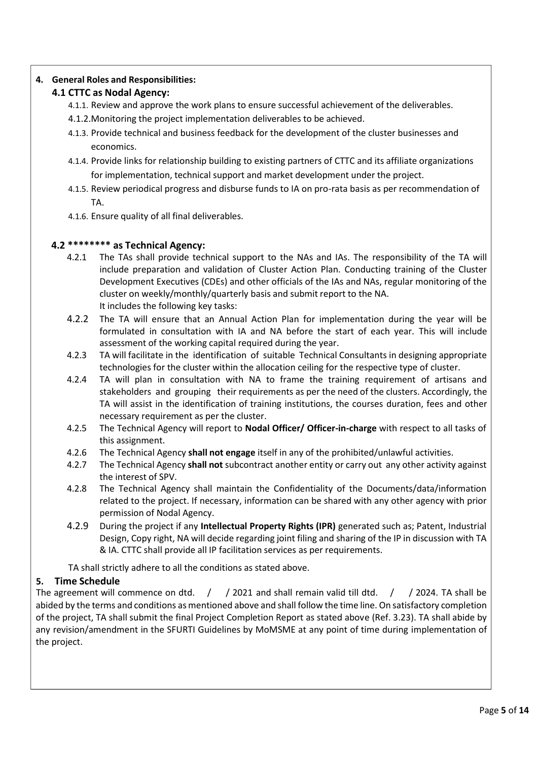## 4. General Roles and Responsibilities:

### 4.1 CTTC as Nodal Agency:

4.1.1. Review and approve the work plans to ensure successful achievement of the deliverables.

4.1.2. Monitoring the project implementation deliverables to be achieved.

4.1.3. Provide technical and business feedback for the development of the cluster businesses and economics.

4.1.4. Provide links for relationship building to existing partners of CTTC and its affiliate organizations for implementation, technical support and market development under the project.

4.1.5. Review periodical progress and disburse funds to IA on pro-rata basis as per recommendation of TA.

4.1.6. Ensure quality of all final deliverables.

### 4.2 ******** as Technical Agency:

4.2.1 The TAs shall provide technical support to the NAs and IAs. The responsibility of the TA will include preparation and validation of Cluster Action Plan. Conducting training of the Cluster Development Executives (CDEs) and other officials of the IAs and NAs, regular monitoring of the cluster on weekly/monthly/quarterly basis and submit report to the NA.
It includes the following key tasks:

4.2.2 The TA will ensure that an Annual Action Plan for implementation during the year will be formulated in consultation with IA and NA before the start of each year. This will include assessment of the working capital required during the year.

4.2.3 TA will facilitate in the identification of suitable Technical Consultants in designing appropriate technologies for the cluster within the allocation ceiling for the respective type of cluster.

4.2.4 TA will plan in consultation with NA to frame the training requirement of artisans and stakeholders and grouping their requirements as per the need of the clusters. Accordingly, the TA will assist in the identification of training institutions, the courses duration, fees and other necessary requirement as per the cluster.

4.2.5 The Technical Agency will report to **Nodal Officer/ Officer-in-charge** with respect to all tasks of this assignment.

4.2.6 The Technical Agency **shall not engage** itself in any of the prohibited/unlawful activities.

4.2.7 The Technical Agency **shall not** subcontract another entity or carry out any other activity against the interest of SPV.

4.2.8 The Technical Agency shall maintain the Confidentiality of the Documents/data/information related to the project. If necessary, information can be shared with any other agency with prior permission of Nodal Agency.

4.2.9 During the project if any **Intellectual Property Rights (IPR)** generated such as; Patent, Industrial Design, Copy right, NA will decide regarding joint filing and sharing of the IP in discussion with TA & IA. CTTC shall provide all IP facilitation services as per requirements.

TA shall strictly adhere to all the conditions as stated above.

## 5. Time Schedule

The agreement will commence on dtd. / / 2021 and shall remain valid till dtd. / / 2024. TA shall be abided by the terms and conditions as mentioned above and shall follow the time line. On satisfactory completion of the project, TA shall submit the final Project Completion Report as stated above (Ref. 3.23). TA shall abide by any revision/amendment in the SFURTI Guidelines by MoMSME at any point of time during implementation of the project.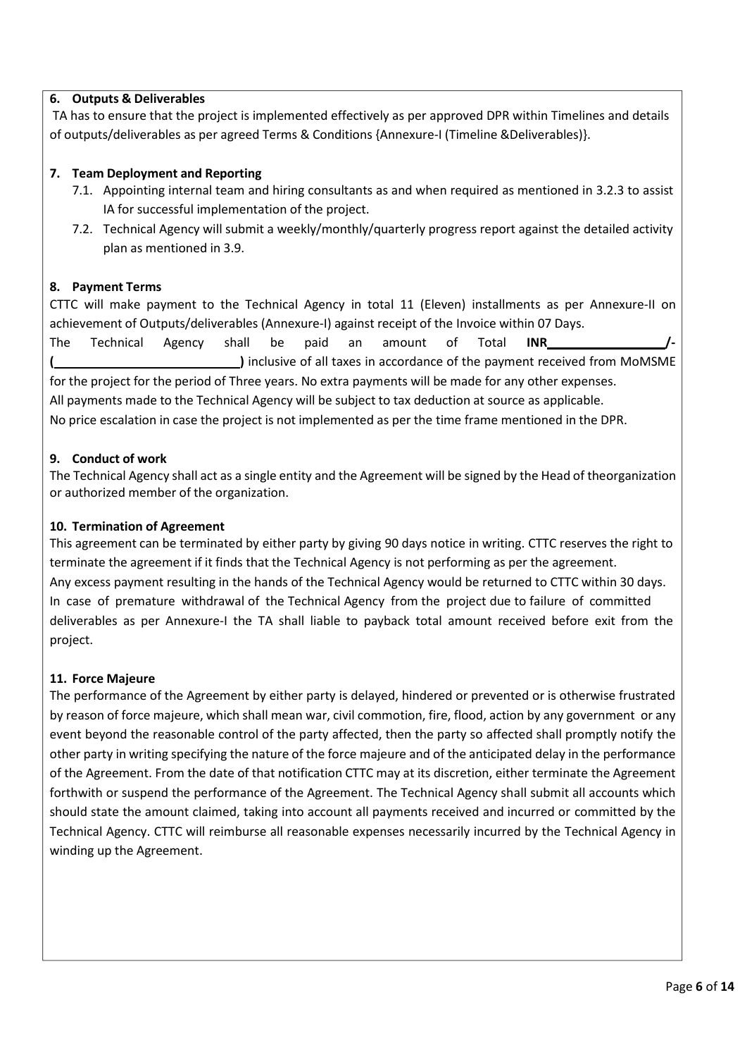### 6. Outputs & Deliverables

TA has to ensure that the project is implemented effectively as per approved DPR within Timelines and details of outputs/deliverables as per agreed Terms & Conditions {Annexure-I (Timeline &Deliverables)}.

### 7. Team Deployment and Reporting

7.1. Appointing internal team and hiring consultants as and when required as mentioned in 3.2.3 to assist IA for successful implementation of the project.

7.2. Technical Agency will submit a weekly/monthly/quarterly progress report against the detailed activity plan as mentioned in 3.9.

### 8. Payment Terms

CTTC will make payment to the Technical Agency in total 11 (Eleven) installments as per Annexure-II on achievement of Outputs/deliverables (Annexure-I) against receipt of the Invoice within 07 Days.

The Technical Agency shall be paid an amount of Total **INR\_\_\_\_\_\_\_\_\_\_\_\_\_\_\_\_\_/-** **(\_\_\_\_\_\_\_\_\_\_\_\_\_\_\_\_\_\_\_\_\_\_\_\_\_\_)** inclusive of all taxes in accordance of the payment received from MoMSME for the project for the period of Three years. No extra payments will be made for any other expenses.

All payments made to the Technical Agency will be subject to tax deduction at source as applicable.

No price escalation in case the project is not implemented as per the time frame mentioned in the DPR.

### 9. Conduct of work

The Technical Agency shall act as a single entity and the Agreement will be signed by the Head of theorganization or authorized member of the organization.

### 10. Termination of Agreement

This agreement can be terminated by either party by giving 90 days notice in writing. CTTC reserves the right to terminate the agreement if it finds that the Technical Agency is not performing as per the agreement.

Any excess payment resulting in the hands of the Technical Agency would be returned to CTTC within 30 days.

In case of premature withdrawal of the Technical Agency from the project due to failure of committed deliverables as per Annexure-I the TA shall liable to payback total amount received before exit from the project.

### 11. Force Majeure

The performance of the Agreement by either party is delayed, hindered or prevented or is otherwise frustrated by reason of force majeure, which shall mean war, civil commotion, fire, flood, action by any government or any event beyond the reasonable control of the party affected, then the party so affected shall promptly notify the other party in writing specifying the nature of the force majeure and of the anticipated delay in the performance of the Agreement. From the date of that notification CTTC may at its discretion, either terminate the Agreement forthwith or suspend the performance of the Agreement. The Technical Agency shall submit all accounts which should state the amount claimed, taking into account all payments received and incurred or committed by the Technical Agency. CTTC will reimburse all reasonable expenses necessarily incurred by the Technical Agency in winding up the Agreement.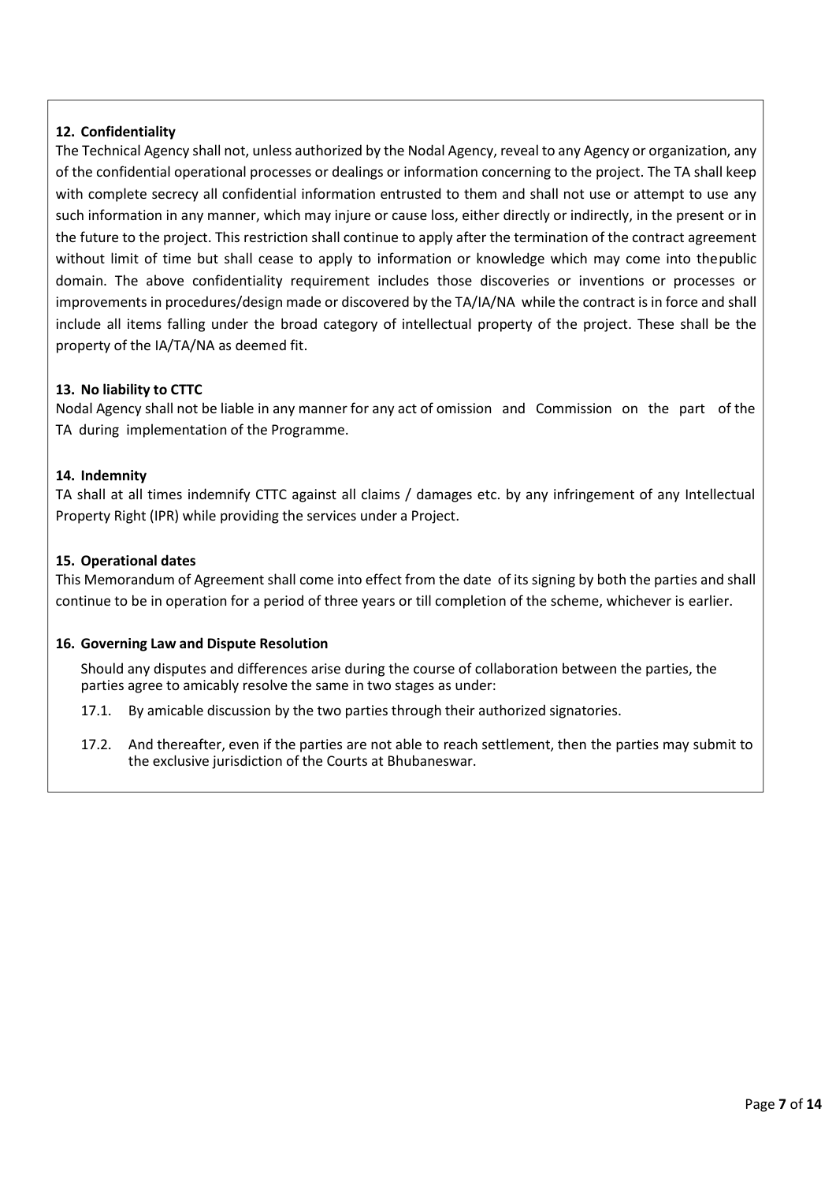**12. Confidentiality**

The Technical Agency shall not, unless authorized by the Nodal Agency, reveal to any Agency or organization, any of the confidential operational processes or dealings or information concerning to the project. The TA shall keep with complete secrecy all confidential information entrusted to them and shall not use or attempt to use any such information in any manner, which may injure or cause loss, either directly or indirectly, in the present or in the future to the project. This restriction shall continue to apply after the termination of the contract agreement without limit of time but shall cease to apply to information or knowledge which may come into thepublic domain. The above confidentiality requirement includes those discoveries or inventions or processes or improvements in procedures/design made or discovered by the TA/IA/NA while the contract is in force and shall include all items falling under the broad category of intellectual property of the project. These shall be the property of the IA/TA/NA as deemed fit.

**13. No liability to CTTC**

Nodal Agency shall not be liable in any manner for any act of omission and Commission on the part of the TA during implementation of the Programme.

**14. Indemnity**

TA shall at all times indemnify CTTC against all claims / damages etc. by any infringement of any Intellectual Property Right (IPR) while providing the services under a Project.

**15. Operational dates**

This Memorandum of Agreement shall come into effect from the date of its signing by both the parties and shall continue to be in operation for a period of three years or till completion of the scheme, whichever is earlier.

**16. Governing Law and Dispute Resolution**

Should any disputes and differences arise during the course of collaboration between the parties, the parties agree to amicably resolve the same in two stages as under:

17.1. By amicable discussion by the two parties through their authorized signatories.

17.2. And thereafter, even if the parties are not able to reach settlement, then the parties may submit to the exclusive jurisdiction of the Courts at Bhubaneswar.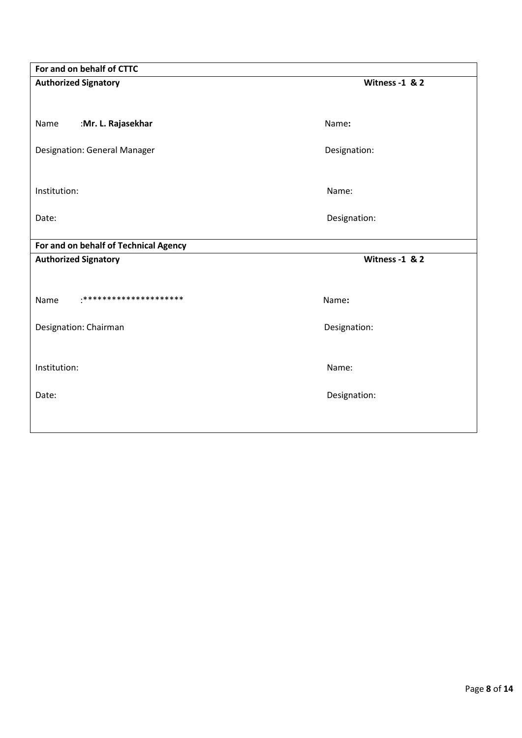| **For and on behalf of CTTC** | |
|---|---|
| **Authorized Signatory** | **Witness -1 & 2** |
| Name :**Mr. L. Rajasekhar** | Name**:** |
| Designation: General Manager | Designation: |
| Institution: | Name: |
| Date: | Designation: |

| **For and on behalf of Technical Agency** | |
|---|---|
| **Authorized Signatory** | **Witness -1 & 2** |
| Name :********************* | Name**:** |
| Designation: Chairman | Designation: |
| Institution: | Name: |
| Date: | Designation: |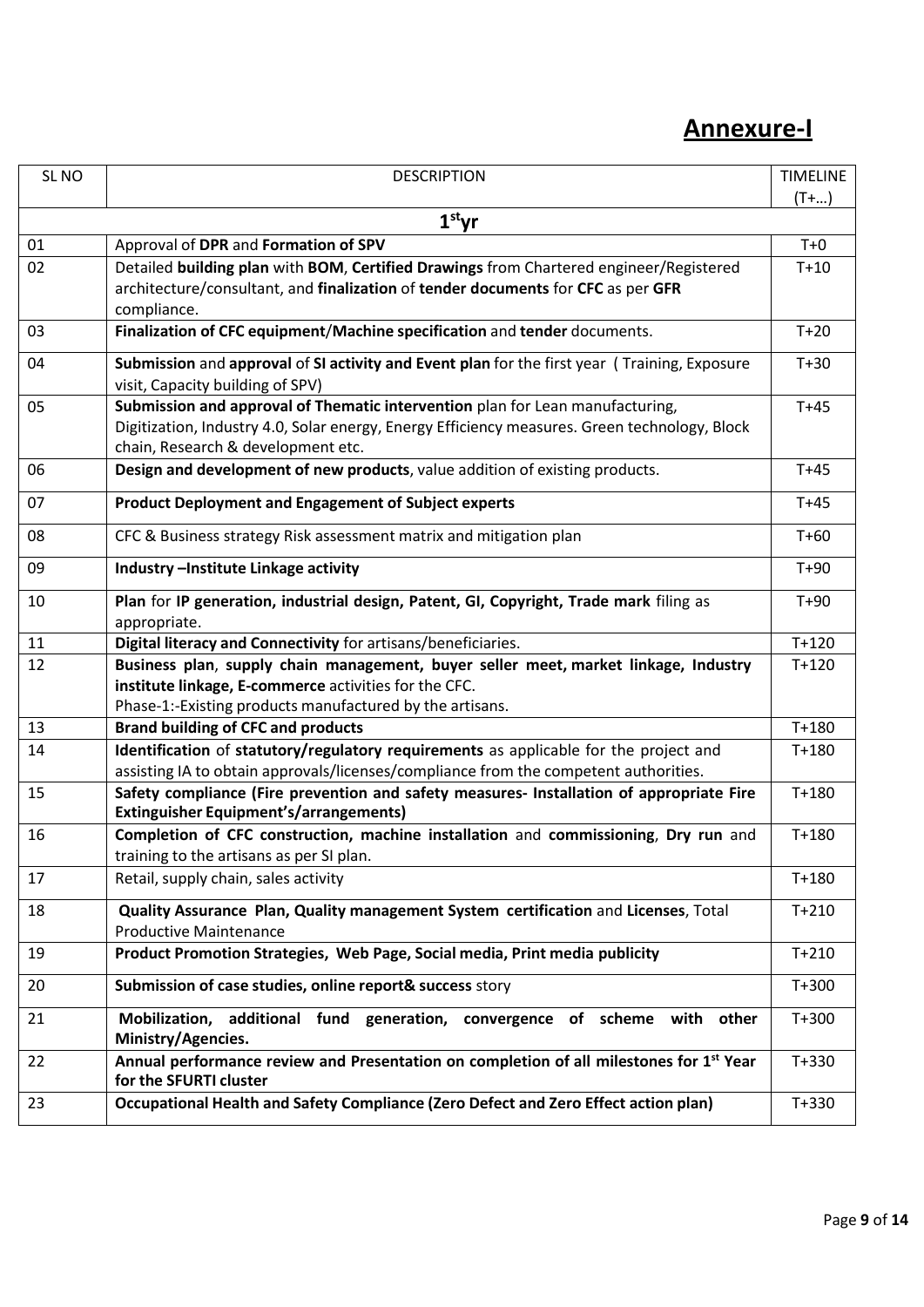# Annexure-I

| SL NO | DESCRIPTION | TIMELINE (T+…) |
|---|---|---|
| | **1st yr** | |
| 01 | Approval of **DPR** and **Formation of SPV** | T+0 |
| 02 | Detailed **building plan** with **BOM**, **Certified Drawings** from Chartered engineer/Registered architecture/consultant, and **finalization** of **tender documents** for **CFC** as per **GFR** compliance. | T+10 |
| 03 | **Finalization of CFC equipment**/**Machine specification** and **tender** documents. | T+20 |
| 04 | **Submission** and **approval** of **SI activity and Event plan** for the first year ( Training, Exposure visit, Capacity building of SPV) | T+30 |
| 05 | **Submission and approval of Thematic intervention** plan for Lean manufacturing, Digitization, Industry 4.0, Solar energy, Energy Efficiency measures. Green technology, Block chain, Research & development etc. | T+45 |
| 06 | **Design and development of new products**, value addition of existing products. | T+45 |
| 07 | **Product Deployment and Engagement of Subject experts** | T+45 |
| 08 | CFC & Business strategy Risk assessment matrix and mitigation plan | T+60 |
| 09 | **Industry –Institute Linkage activity** | T+90 |
| 10 | **Plan** for **IP generation, industrial design, Patent, GI, Copyright, Trade mark** filing as appropriate. | T+90 |
| 11 | **Digital literacy and Connectivity** for artisans/beneficiaries. | T+120 |
| 12 | **Business plan**, **supply chain management, buyer seller meet, market linkage, Industry institute linkage, E-commerce** activities for the CFC.<br>Phase-1:-Existing products manufactured by the artisans. | T+120 |
| 13 | **Brand building of CFC and products** | T+180 |
| 14 | **Identification** of **statutory/regulatory requirements** as applicable for the project and assisting IA to obtain approvals/licenses/compliance from the competent authorities. | T+180 |
| 15 | **Safety compliance (Fire prevention and safety measures- Installation of appropriate Fire Extinguisher Equipment's/arrangements)** | T+180 |
| 16 | **Completion of CFC construction, machine installation** and **commissioning**, **Dry run** and training to the artisans as per SI plan. | T+180 |
| 17 | Retail, supply chain, sales activity | T+180 |
| 18 | **Quality Assurance Plan, Quality management System certification** and **Licenses**, Total Productive Maintenance | T+210 |
| 19 | **Product Promotion Strategies, Web Page, Social media, Print media publicity** | T+210 |
| 20 | **Submission of case studies, online report& success** story | T+300 |
| 21 | **Mobilization, additional fund generation, convergence of scheme with other Ministry/Agencies.** | T+300 |
| 22 | **Annual performance review and Presentation on completion of all milestones for 1st Year for the SFURTI cluster** | T+330 |
| 23 | **Occupational Health and Safety Compliance (Zero Defect and Zero Effect action plan)** | T+330 |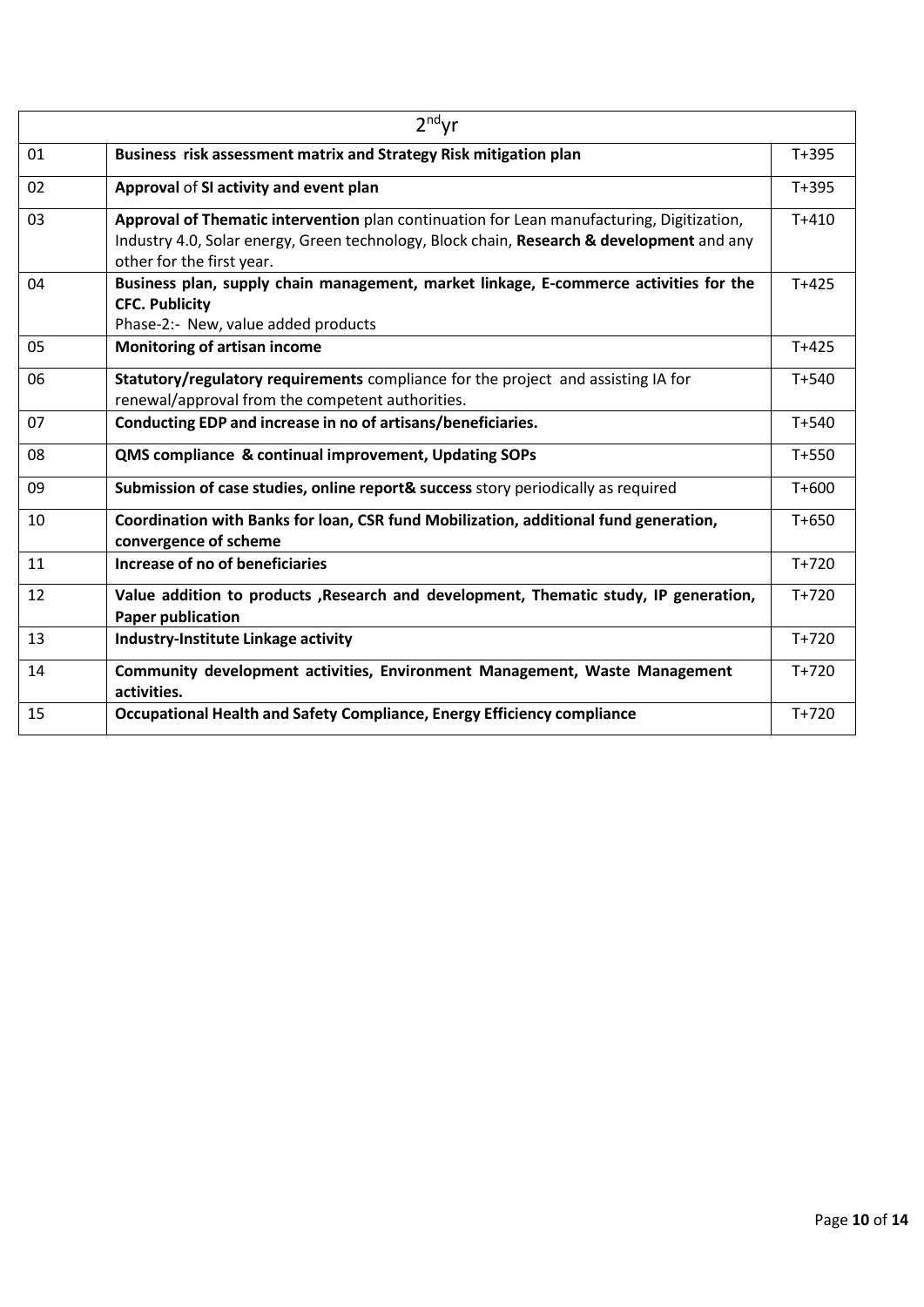| 2$^{nd}$yr | | |
|---|---|---|
| 01 | **Business risk assessment matrix and Strategy Risk mitigation plan** | T+395 |
| 02 | **Approval** of **SI activity and event plan** | T+395 |
| 03 | **Approval of Thematic intervention** plan continuation for Lean manufacturing, Digitization, Industry 4.0, Solar energy, Green technology, Block chain, **Research & development** and any other for the first year. | T+410 |
| 04 | **Business plan, supply chain management, market linkage, E-commerce activities for the CFC. Publicity** Phase-2:- New, value added products | T+425 |
| 05 | **Monitoring of artisan income** | T+425 |
| 06 | **Statutory/regulatory requirements** compliance for the project and assisting IA for renewal/approval from the competent authorities. | T+540 |
| 07 | **Conducting EDP and increase in no of artisans/beneficiaries.** | T+540 |
| 08 | **QMS compliance & continual improvement, Updating SOPs** | T+550 |
| 09 | **Submission of case studies, online report& success** story periodically as required | T+600 |
| 10 | **Coordination with Banks for loan, CSR fund Mobilization, additional fund generation, convergence of scheme** | T+650 |
| 11 | **Increase of no of beneficiaries** | T+720 |
| 12 | **Value addition to products ,Research and development, Thematic study, IP generation, Paper publication** | T+720 |
| 13 | **Industry-Institute Linkage activity** | T+720 |
| 14 | **Community development activities, Environment Management, Waste Management activities.** | T+720 |
| 15 | **Occupational Health and Safety Compliance, Energy Efficiency compliance** | T+720 |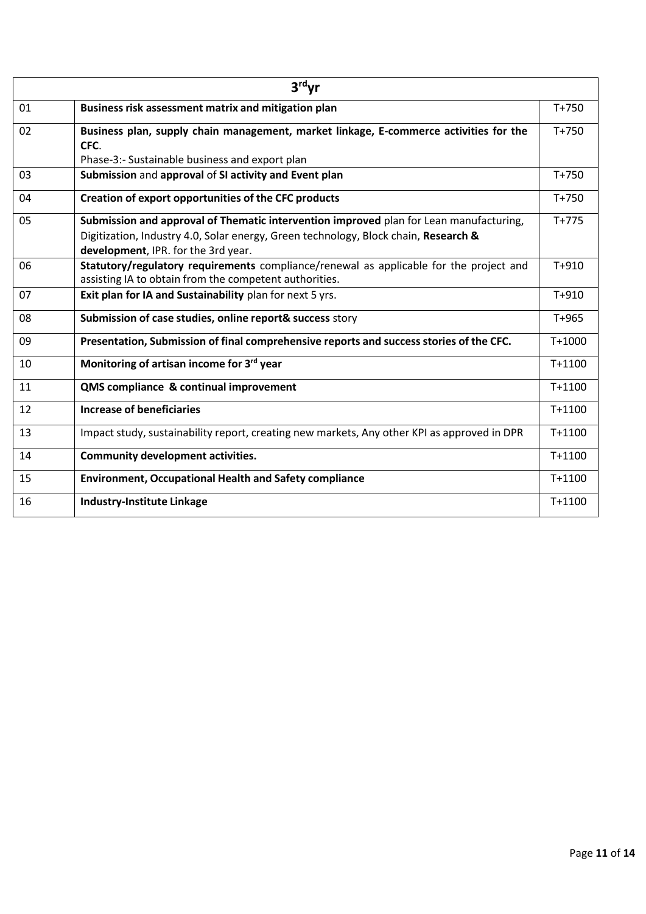| 3rd yr | | |
|---|---|---|
| 01 | **Business risk assessment matrix and mitigation plan** | T+750 |
| 02 | **Business plan, supply chain management, market linkage, E-commerce activities for the CFC**.<br>Phase-3:- Sustainable business and export plan | T+750 |
| 03 | **Submission** and **approval** of **SI activity and Event plan** | T+750 |
| 04 | **Creation of export opportunities of the CFC products** | T+750 |
| 05 | **Submission and approval of Thematic intervention improved** plan for Lean manufacturing, Digitization, Industry 4.0, Solar energy, Green technology, Block chain, **Research & development**, IPR. for the 3rd year. | T+775 |
| 06 | **Statutory/regulatory requirements** compliance/renewal as applicable for the project and assisting IA to obtain from the competent authorities. | T+910 |
| 07 | **Exit plan for IA and Sustainability** plan for next 5 yrs. | T+910 |
| 08 | **Submission of case studies, online report& success** story | T+965 |
| 09 | **Presentation, Submission of final comprehensive reports and success stories of the CFC.** | T+1000 |
| 10 | **Monitoring of artisan income for 3rd year** | T+1100 |
| 11 | **QMS compliance & continual improvement** | T+1100 |
| 12 | **Increase of beneficiaries** | T+1100 |
| 13 | Impact study, sustainability report, creating new markets, Any other KPI as approved in DPR | T+1100 |
| 14 | **Community development activities.** | T+1100 |
| 15 | **Environment, Occupational Health and Safety compliance** | T+1100 |
| 16 | **Industry-Institute Linkage** | T+1100 |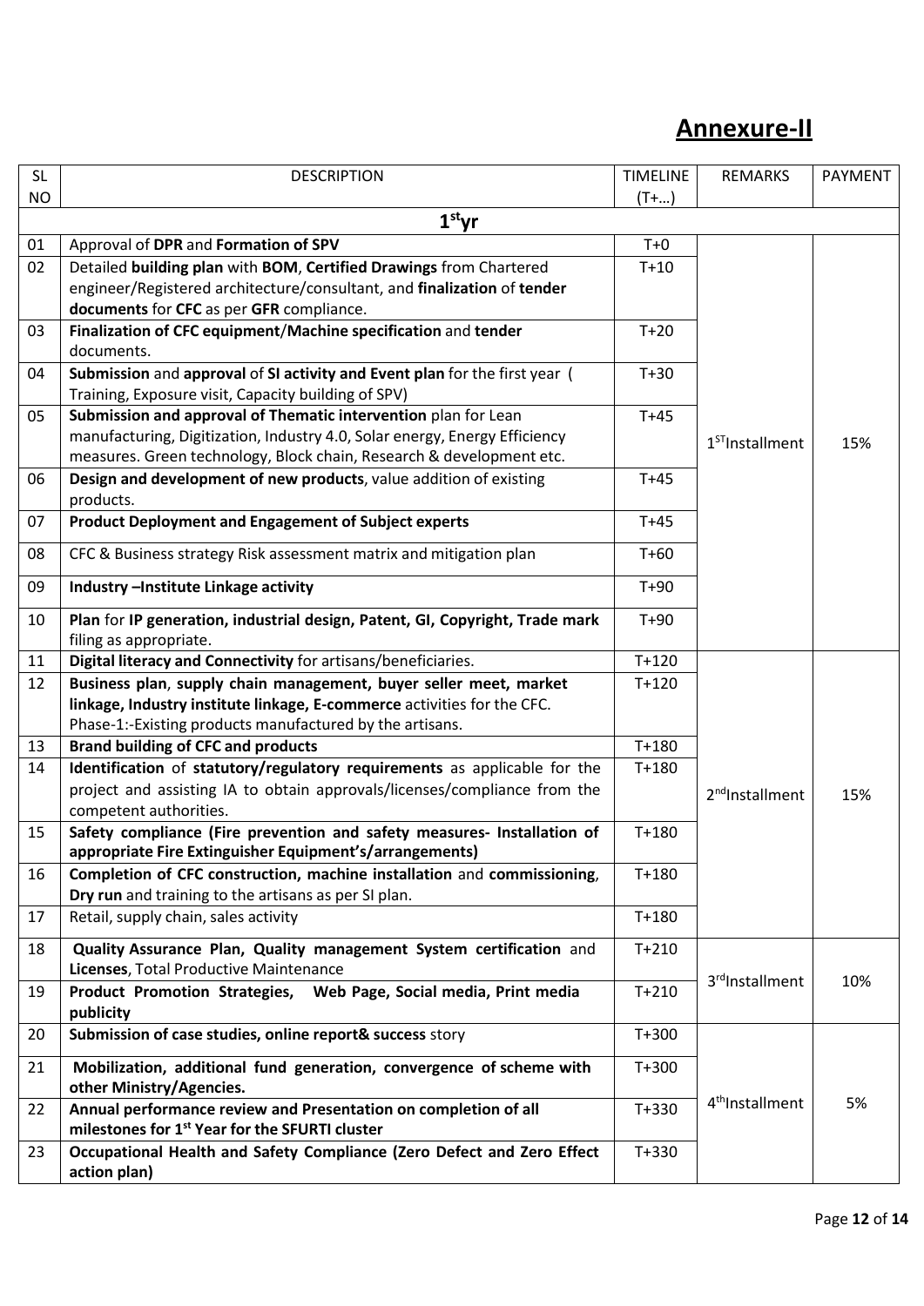# Annexure-II

| SL NO | DESCRIPTION | TIMELINE (T+…) | REMARKS | PAYMENT |
|---|---|---|---|---|
| | **1st yr** | | | |
| 01 | Approval of **DPR** and **Formation of SPV** | T+0 | 1ST Installment | 15% |
| 02 | Detailed **building plan** with **BOM**, **Certified Drawings** from Chartered engineer/Registered architecture/consultant, and **finalization** of **tender documents** for **CFC** as per **GFR** compliance. | T+10 | | |
| 03 | **Finalization of CFC equipment**/**Machine specification** and **tender** documents. | T+20 | | |
| 04 | **Submission** and **approval** of **SI activity and Event plan** for the first year ( Training, Exposure visit, Capacity building of SPV) | T+30 | | |
| 05 | **Submission and approval of Thematic intervention** plan for Lean manufacturing, Digitization, Industry 4.0, Solar energy, Energy Efficiency measures. Green technology, Block chain, Research & development etc. | T+45 | | |
| 06 | **Design and development of new products**, value addition of existing products. | T+45 | | |
| 07 | **Product Deployment and Engagement of Subject experts** | T+45 | | |
| 08 | CFC & Business strategy Risk assessment matrix and mitigation plan | T+60 | | |
| 09 | **Industry –Institute Linkage activity** | T+90 | | |
| 10 | **Plan** for **IP generation, industrial design, Patent, GI, Copyright, Trade mark** filing as appropriate. | T+90 | | |
| 11 | **Digital literacy and Connectivity** for artisans/beneficiaries. | T+120 | 2nd Installment | 15% |
| 12 | **Business plan**, **supply chain management, buyer seller meet, market linkage, Industry institute linkage, E-commerce** activities for the CFC. Phase-1:-Existing products manufactured by the artisans. | T+120 | | |
| 13 | **Brand building of CFC and products** | T+180 | | |
| 14 | **Identification** of **statutory/regulatory requirements** as applicable for the project and assisting IA to obtain approvals/licenses/compliance from the competent authorities. | T+180 | | |
| 15 | **Safety compliance (Fire prevention and safety measures- Installation of appropriate Fire Extinguisher Equipment's/arrangements)** | T+180 | | |
| 16 | **Completion of CFC construction, machine installation** and **commissioning**, **Dry run** and training to the artisans as per SI plan. | T+180 | | |
| 17 | Retail, supply chain, sales activity | T+180 | | |
| 18 | **Quality Assurance Plan, Quality management System certification** and **Licenses**, Total Productive Maintenance | T+210 | 3rd Installment | 10% |
| 19 | **Product Promotion Strategies, Web Page, Social media, Print media publicity** | T+210 | | |
| 20 | **Submission of case studies, online report& success** story | T+300 | 4th Installment | 5% |
| 21 | **Mobilization, additional fund generation, convergence of scheme with other Ministry/Agencies.** | T+300 | | |
| 22 | **Annual performance review and Presentation on completion of all milestones for 1st Year for the SFURTI cluster** | T+330 | | |
| 23 | **Occupational Health and Safety Compliance (Zero Defect and Zero Effect action plan)** | T+330 | | |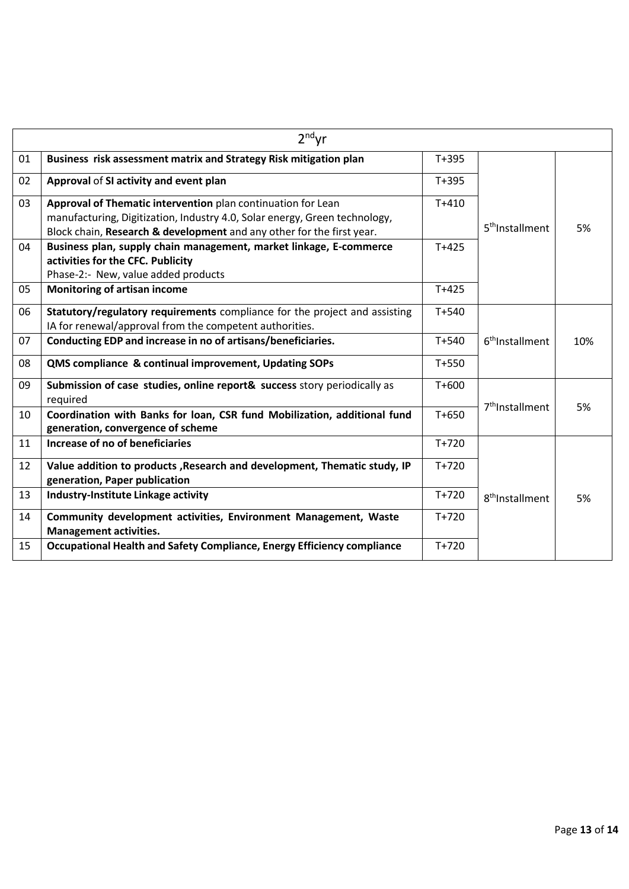| 2[nd]yr | | | | |
|---|---|---|---|---|
| 01 | **Business risk assessment matrix and Strategy Risk mitigation plan** | T+395 | 5[th]Installment | 5% |
| 02 | **Approval** of **SI activity and event plan** | T+395 | | |
| 03 | **Approval of Thematic intervention** plan continuation for Lean manufacturing, Digitization, Industry 4.0, Solar energy, Green technology, Block chain, **Research & development** and any other for the first year. | T+410 | | |
| 04 | **Business plan, supply chain management, market linkage, E-commerce activities for the CFC. Publicity** Phase-2:- New, value added products | T+425 | | |
| 05 | **Monitoring of artisan income** | T+425 | | |
| 06 | **Statutory/regulatory requirements** compliance for the project and assisting IA for renewal/approval from the competent authorities. | T+540 | 6[th]Installment | 10% |
| 07 | **Conducting EDP and increase in no of artisans/beneficiaries.** | T+540 | | |
| 08 | **QMS compliance & continual improvement, Updating SOPs** | T+550 | | |
| 09 | **Submission of case studies, online report& success** story periodically as required | T+600 | 7[th]Installment | 5% |
| 10 | **Coordination with Banks for loan, CSR fund Mobilization, additional fund generation, convergence of scheme** | T+650 | | |
| 11 | **Increase of no of beneficiaries** | T+720 | 8[th]Installment | 5% |
| 12 | **Value addition to products ,Research and development, Thematic study, IP generation, Paper publication** | T+720 | | |
| 13 | **Industry-Institute Linkage activity** | T+720 | | |
| 14 | **Community development activities, Environment Management, Waste Management activities.** | T+720 | | |
| 15 | **Occupational Health and Safety Compliance, Energy Efficiency compliance** | T+720 | | |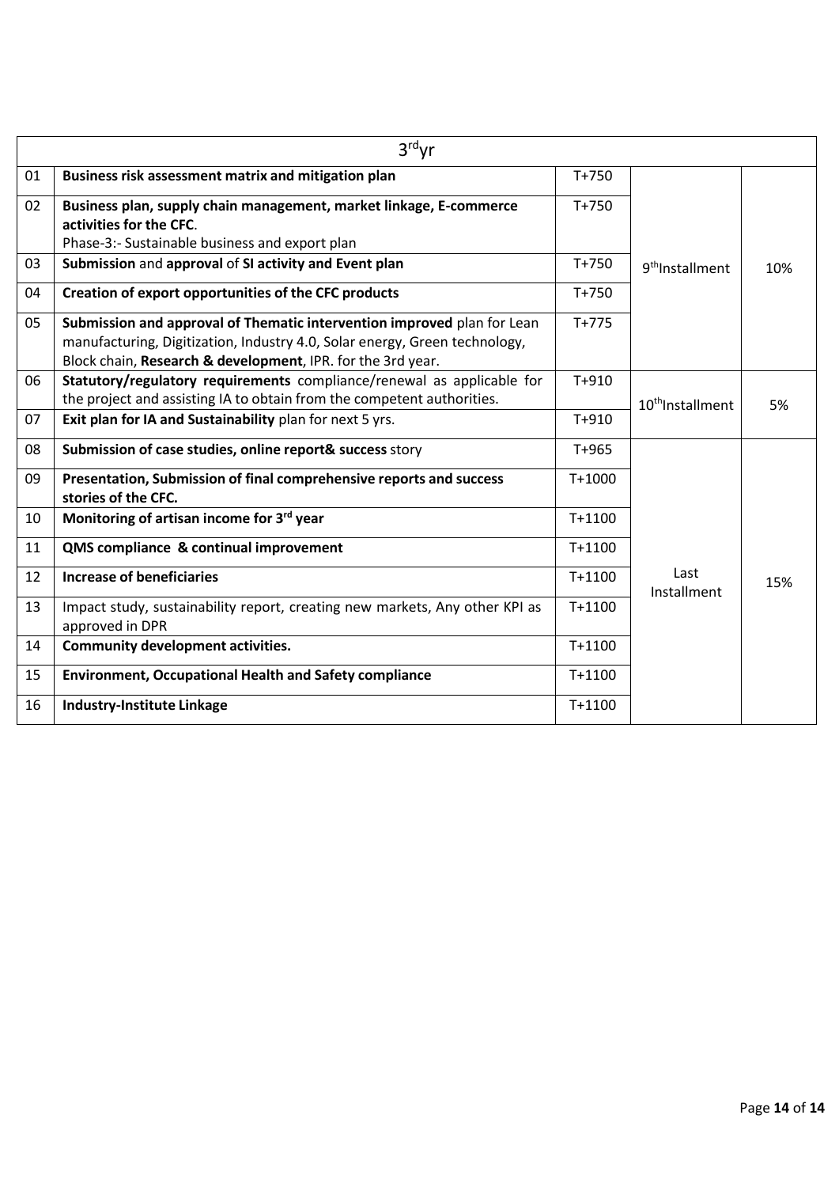| 3rd yr | | | | |
|---|---|---|---|---|
| 01 | **Business risk assessment matrix and mitigation plan** | T+750 | 9th Installment | 10% |
| 02 | **Business plan, supply chain management, market linkage, E-commerce activities for the CFC**. Phase-3:- Sustainable business and export plan | T+750 | | |
| 03 | **Submission** and **approval** of **SI activity and Event plan** | T+750 | | |
| 04 | **Creation of export opportunities of the CFC products** | T+750 | | |
| 05 | **Submission and approval of Thematic intervention improved** plan for Lean manufacturing, Digitization, Industry 4.0, Solar energy, Green technology, Block chain, **Research & development**, IPR. for the 3rd year. | T+775 | | |
| 06 | **Statutory/regulatory requirements** compliance/renewal as applicable for the project and assisting IA to obtain from the competent authorities. | T+910 | 10th Installment | 5% |
| 07 | **Exit plan for IA and Sustainability** plan for next 5 yrs. | T+910 | | |
| 08 | **Submission of case studies, online report& success** story | T+965 | Last Installment | 15% |
| 09 | **Presentation, Submission of final comprehensive reports and success stories of the CFC.** | T+1000 | | |
| 10 | **Monitoring of artisan income for 3rd year** | T+1100 | | |
| 11 | **QMS compliance & continual improvement** | T+1100 | | |
| 12 | **Increase of beneficiaries** | T+1100 | | |
| 13 | Impact study, sustainability report, creating new markets, Any other KPI as approved in DPR | T+1100 | | |
| 14 | **Community development activities.** | T+1100 | | |
| 15 | **Environment, Occupational Health and Safety compliance** | T+1100 | | |
| 16 | **Industry-Institute Linkage** | T+1100 | | |